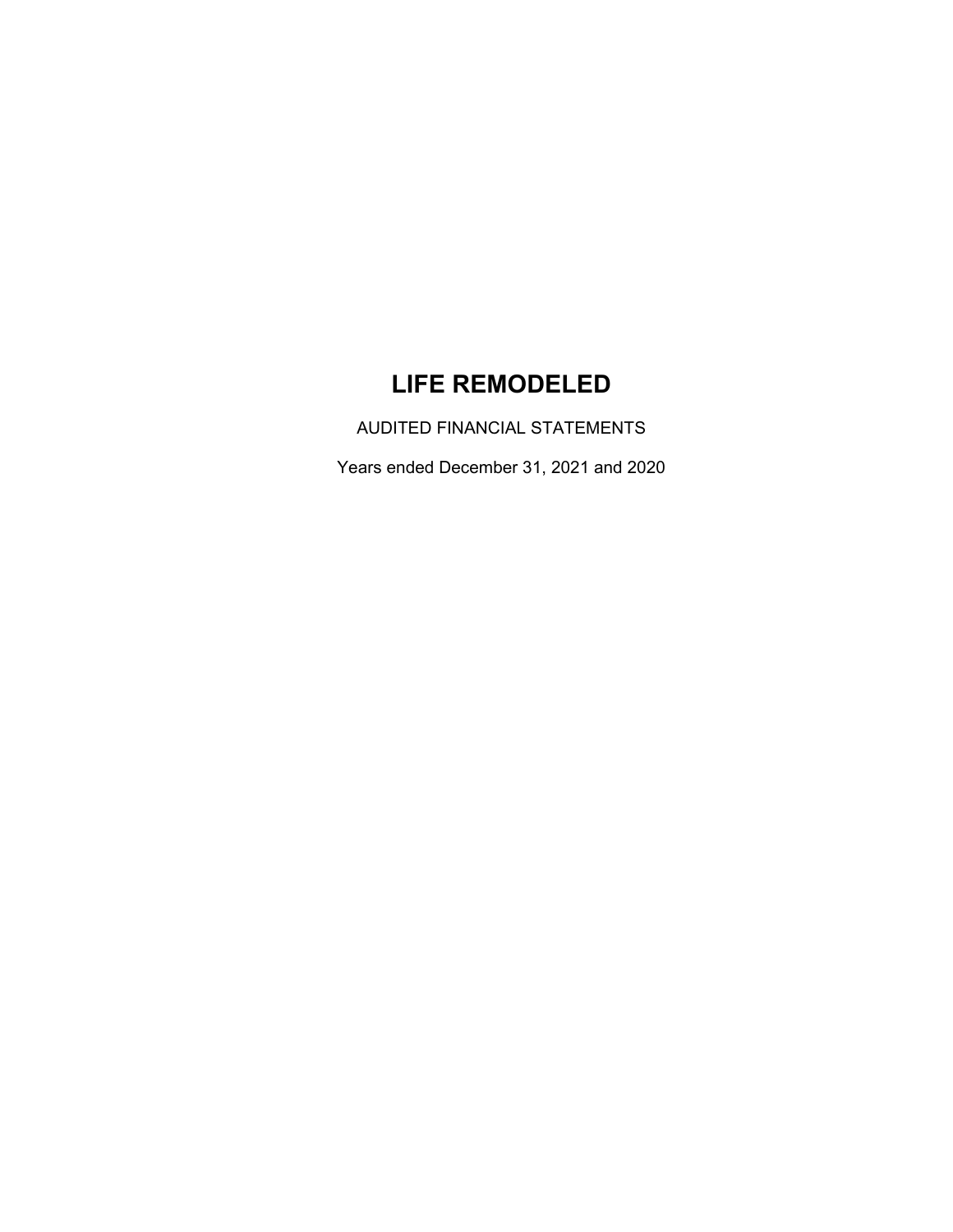# LIFE REMODELED

AUDITED FINANCIAL STATEMENTS

Years ended December 31, 2021 and 2020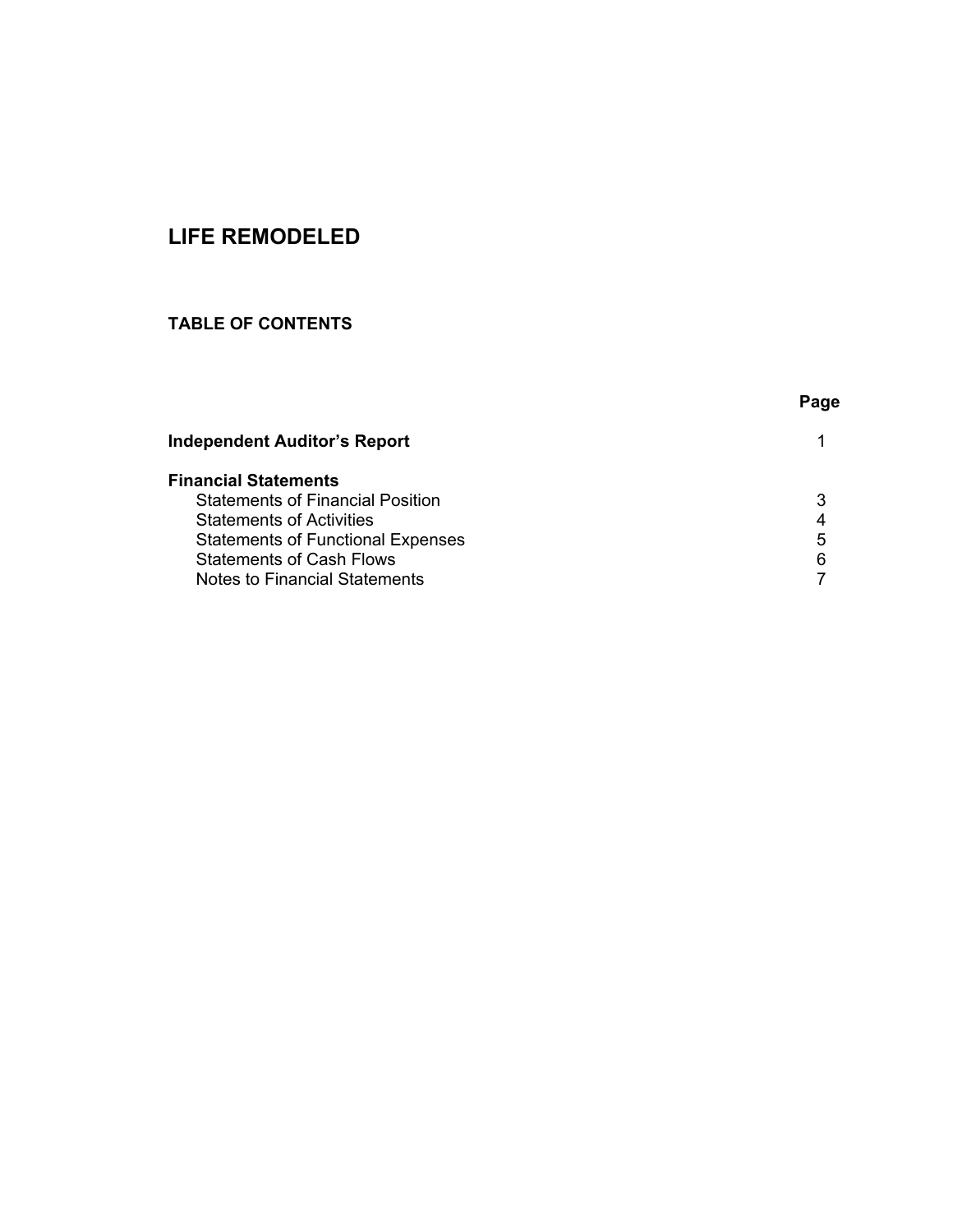# LIFE REMODELED

## TABLE OF CONTENTS

| | Page |
|---|---|
| **Independent Auditor's Report** | 1 |
| **Financial Statements** | |
| Statements of Financial Position | 3 |
| Statements of Activities | 4 |
| Statements of Functional Expenses | 5 |
| Statements of Cash Flows | 6 |
| Notes to Financial Statements | 7 |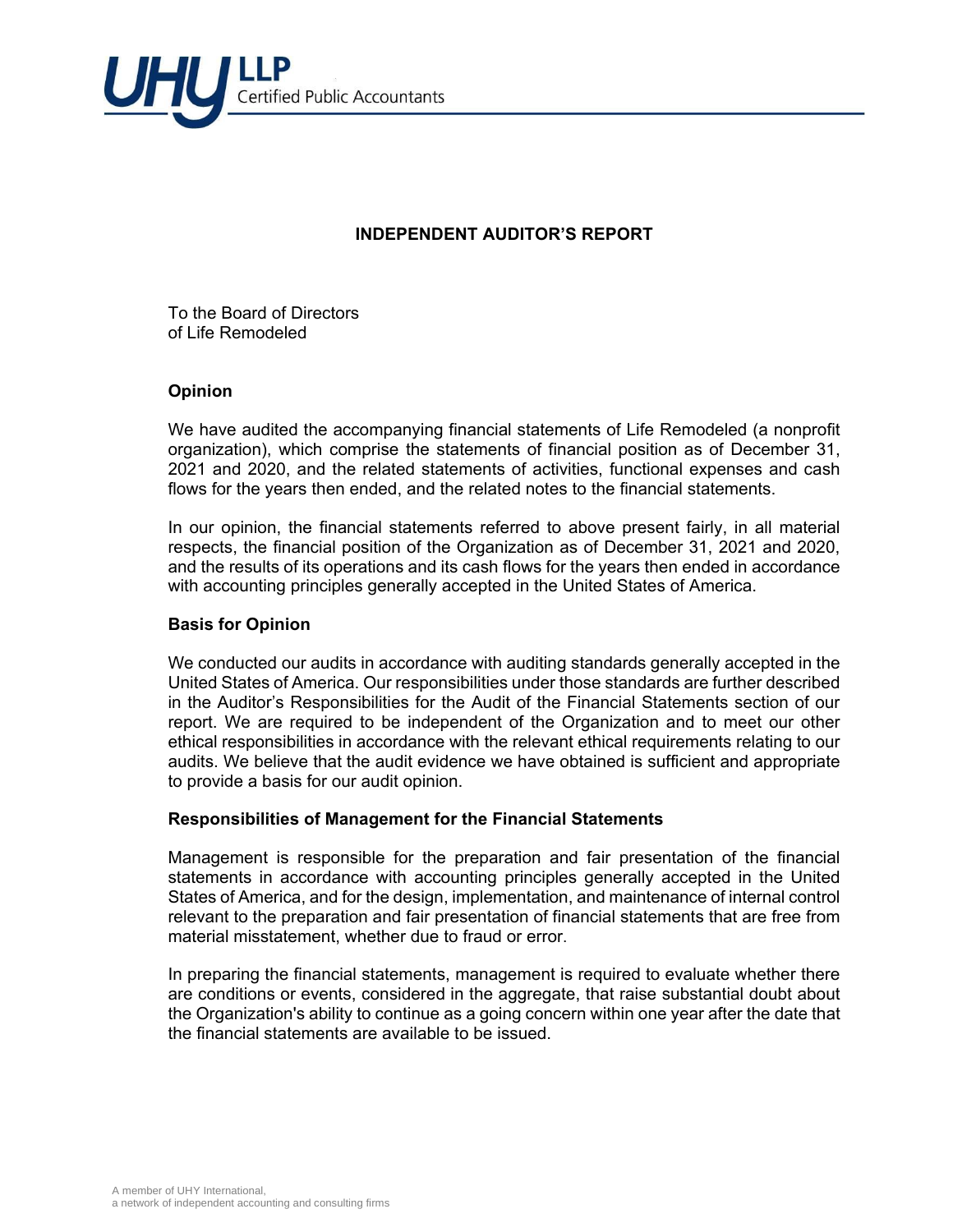# INDEPENDENT AUDITOR'S REPORT

To the Board of Directors
of Life Remodeled

## Opinion

We have audited the accompanying financial statements of Life Remodeled (a nonprofit organization), which comprise the statements of financial position as of December 31, 2021 and 2020, and the related statements of activities, functional expenses and cash flows for the years then ended, and the related notes to the financial statements.

In our opinion, the financial statements referred to above present fairly, in all material respects, the financial position of the Organization as of December 31, 2021 and 2020, and the results of its operations and its cash flows for the years then ended in accordance with accounting principles generally accepted in the United States of America.

## Basis for Opinion

We conducted our audits in accordance with auditing standards generally accepted in the United States of America. Our responsibilities under those standards are further described in the Auditor's Responsibilities for the Audit of the Financial Statements section of our report. We are required to be independent of the Organization and to meet our other ethical responsibilities in accordance with the relevant ethical requirements relating to our audits. We believe that the audit evidence we have obtained is sufficient and appropriate to provide a basis for our audit opinion.

## Responsibilities of Management for the Financial Statements

Management is responsible for the preparation and fair presentation of the financial statements in accordance with accounting principles generally accepted in the United States of America, and for the design, implementation, and maintenance of internal control relevant to the preparation and fair presentation of financial statements that are free from material misstatement, whether due to fraud or error.

In preparing the financial statements, management is required to evaluate whether there are conditions or events, considered in the aggregate, that raise substantial doubt about the Organization's ability to continue as a going concern within one year after the date that the financial statements are available to be issued.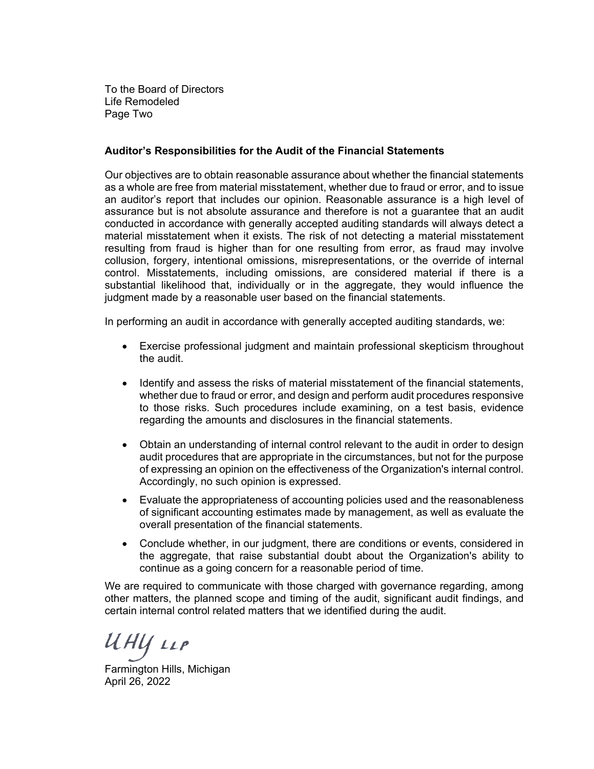To the Board of Directors
Life Remodeled
Page Two

**Auditor's Responsibilities for the Audit of the Financial Statements**

Our objectives are to obtain reasonable assurance about whether the financial statements as a whole are free from material misstatement, whether due to fraud or error, and to issue an auditor's report that includes our opinion. Reasonable assurance is a high level of assurance but is not absolute assurance and therefore is not a guarantee that an audit conducted in accordance with generally accepted auditing standards will always detect a material misstatement when it exists. The risk of not detecting a material misstatement resulting from fraud is higher than for one resulting from error, as fraud may involve collusion, forgery, intentional omissions, misrepresentations, or the override of internal control. Misstatements, including omissions, are considered material if there is a substantial likelihood that, individually or in the aggregate, they would influence the judgment made by a reasonable user based on the financial statements.

In performing an audit in accordance with generally accepted auditing standards, we:

- Exercise professional judgment and maintain professional skepticism throughout the audit.
- Identify and assess the risks of material misstatement of the financial statements, whether due to fraud or error, and design and perform audit procedures responsive to those risks. Such procedures include examining, on a test basis, evidence regarding the amounts and disclosures in the financial statements.
- Obtain an understanding of internal control relevant to the audit in order to design audit procedures that are appropriate in the circumstances, but not for the purpose of expressing an opinion on the effectiveness of the Organization's internal control. Accordingly, no such opinion is expressed.
- Evaluate the appropriateness of accounting policies used and the reasonableness of significant accounting estimates made by management, as well as evaluate the overall presentation of the financial statements.
- Conclude whether, in our judgment, there are conditions or events, considered in the aggregate, that raise substantial doubt about the Organization's ability to continue as a going concern for a reasonable period of time.

We are required to communicate with those charged with governance regarding, among other matters, the planned scope and timing of the audit, significant audit findings, and certain internal control related matters that we identified during the audit.

UHY LLP

Farmington Hills, Michigan
April 26, 2022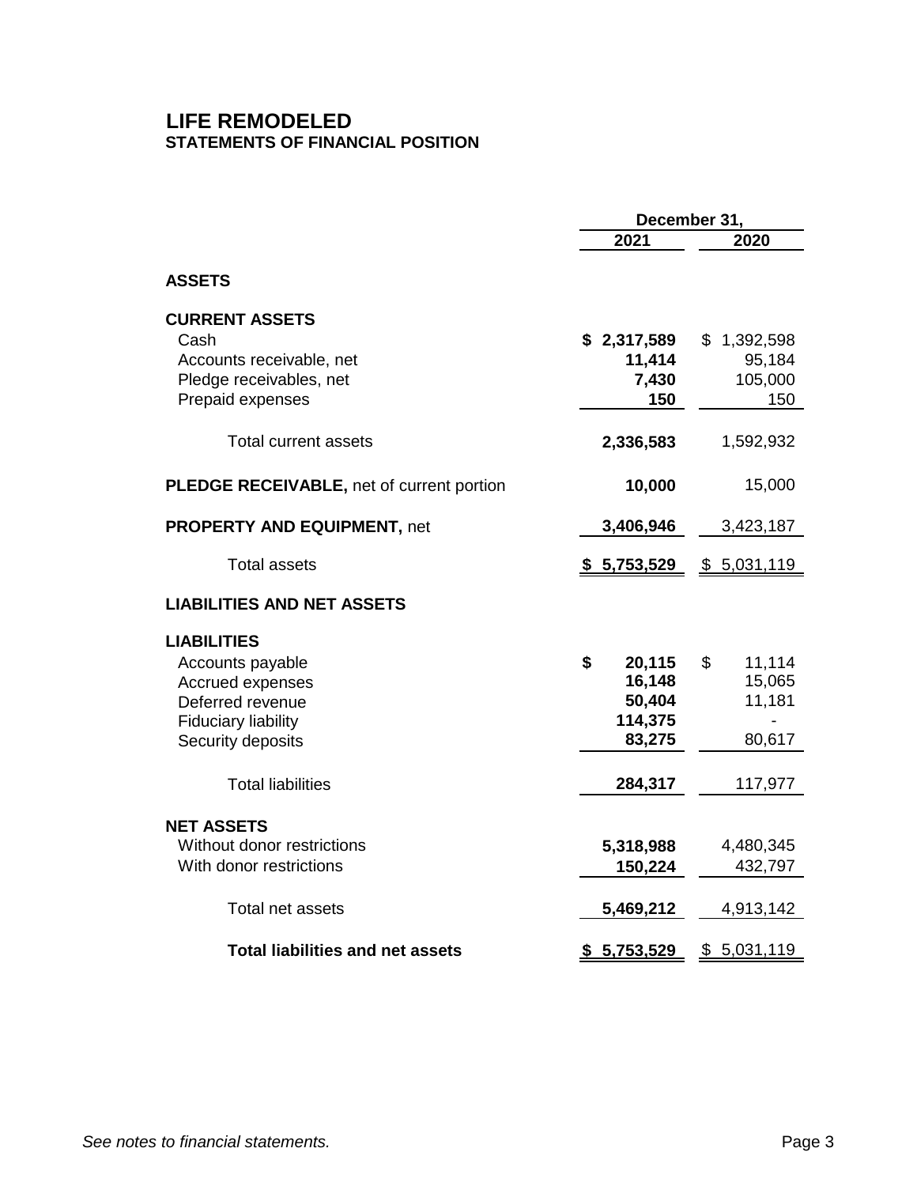# LIFE REMODELED
## STATEMENTS OF FINANCIAL POSITION

| | December 31, | |
|---|---|---|
| | **2021** | **2020** |
| **ASSETS** | | |
| **CURRENT ASSETS** | | |
| Cash | **$ 2,317,589** | $ 1,392,598 |
| Accounts receivable, net | **11,414** | 95,184 |
| Pledge receivables, net | **7,430** | 105,000 |
| Prepaid expenses | **150** | 150 |
| Total current assets | **2,336,583** | 1,592,932 |
| **PLEDGE RECEIVABLE,** net of current portion | **10,000** | 15,000 |
| **PROPERTY AND EQUIPMENT,** net | **3,406,946** | 3,423,187 |
| Total assets | **$ 5,753,529** | $ 5,031,119 |
| **LIABILITIES AND NET ASSETS** | | |
| **LIABILITIES** | | |
| Accounts payable | **$ 20,115** | $ 11,114 |
| Accrued expenses | **16,148** | 15,065 |
| Deferred revenue | **50,404** | 11,181 |
| Fiduciary liability | **114,375** | - |
| Security deposits | **83,275** | 80,617 |
| Total liabilities | **284,317** | 117,977 |
| **NET ASSETS** | | |
| Without donor restrictions | **5,318,988** | 4,480,345 |
| With donor restrictions | **150,224** | 432,797 |
| Total net assets | **5,469,212** | 4,913,142 |
| **Total liabilities and net assets** | **$ 5,753,529** | $ 5,031,119 |

*See notes to financial statements.*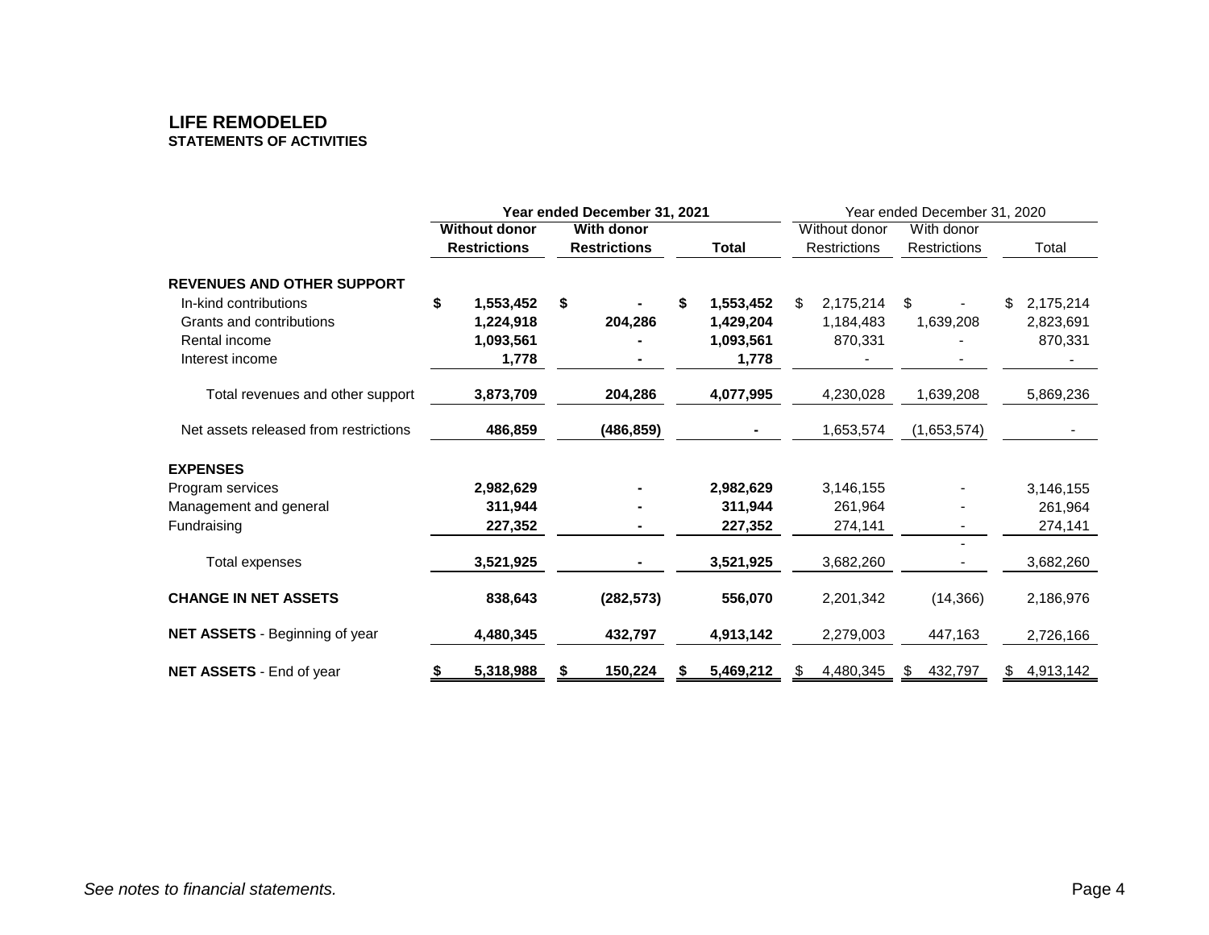# LIFE REMODELED

## STATEMENTS OF ACTIVITIES

| | Year ended December 31, 2021 | | | Year ended December 31, 2020 | | |
|---|---|---|---|---|---|---|
| | Without donor Restrictions | With donor Restrictions | Total | Without donor Restrictions | With donor Restrictions | Total |
| **REVENUES AND OTHER SUPPORT** | | | | | | |
| In-kind contributions | $ 1,553,452 | $ - | $ 1,553,452 | $ 2,175,214 | $ - | $ 2,175,214 |
| Grants and contributions | 1,224,918 | 204,286 | 1,429,204 | 1,184,483 | 1,639,208 | 2,823,691 |
| Rental income | 1,093,561 | - | 1,093,561 | 870,331 | - | 870,331 |
| Interest income | 1,778 | - | 1,778 | - | - | - |
| Total revenues and other support | 3,873,709 | 204,286 | 4,077,995 | 4,230,028 | 1,639,208 | 5,869,236 |
| Net assets released from restrictions | 486,859 | (486,859) | - | 1,653,574 | (1,653,574) | - |
| **EXPENSES** | | | | | | |
| Program services | 2,982,629 | - | 2,982,629 | 3,146,155 | - | 3,146,155 |
| Management and general | 311,944 | - | 311,944 | 261,964 | - | 261,964 |
| Fundraising | 227,352 | - | 227,352 | 274,141 | - | 274,141 |
| Total expenses | 3,521,925 | - | 3,521,925 | 3,682,260 | - | 3,682,260 |
| **CHANGE IN NET ASSETS** | 838,643 | (282,573) | 556,070 | 2,201,342 | (14,366) | 2,186,976 |
| **NET ASSETS** - Beginning of year | 4,480,345 | 432,797 | 4,913,142 | 2,279,003 | 447,163 | 2,726,166 |
| **NET ASSETS** - End of year | $ 5,318,988 | $ 150,224 | $ 5,469,212 | $ 4,480,345 | $ 432,797 | $ 4,913,142 |

*See notes to financial statements.*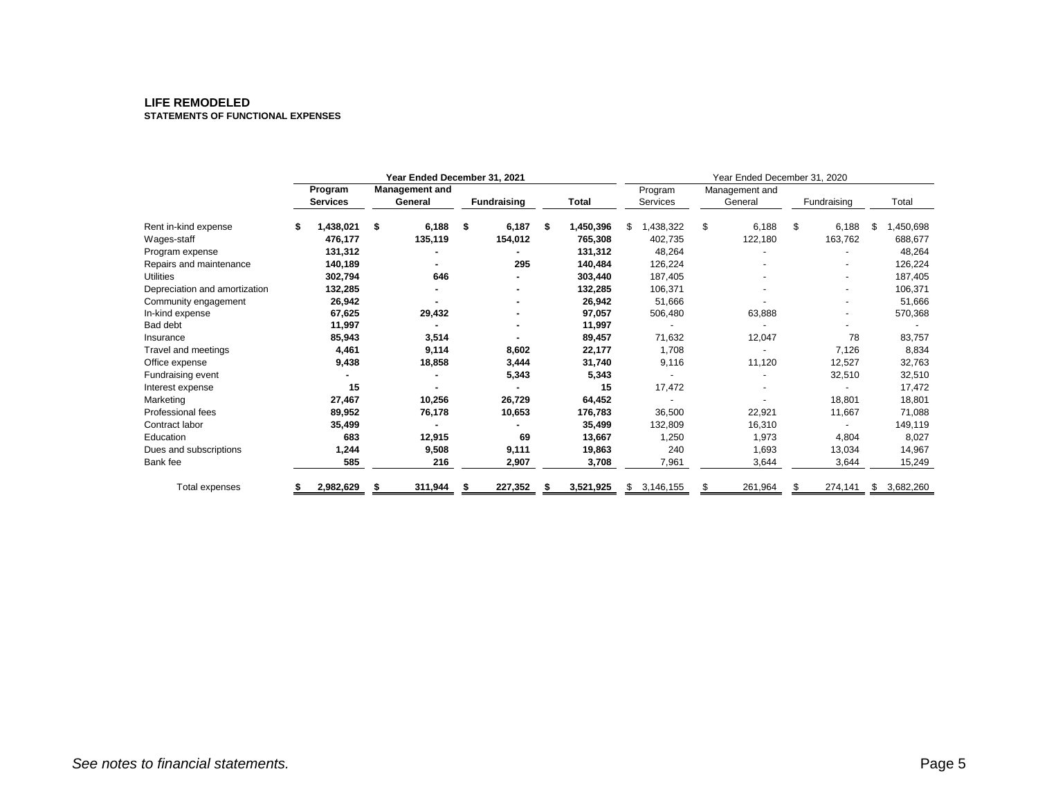**LIFE REMODELED**
**STATEMENTS OF FUNCTIONAL EXPENSES**

| | Year Ended December 31, 2021 | | | | Year Ended December 31, 2020 | | | |
|---|---|---|---|---|---|---|---|---|
| | **Program Services** | **Management and General** | **Fundraising** | **Total** | Program Services | Management and General | Fundraising | Total |
| Rent in-kind expense | **$ 1,438,021** | **$ 6,188** | **$ 6,187** | **$ 1,450,396** | $ 1,438,322 | $ 6,188 | $ 6,188 | $ 1,450,698 |
| Wages-staff | **476,177** | **135,119** | **154,012** | **765,308** | 402,735 | 122,180 | 163,762 | 688,677 |
| Program expense | **131,312** | **-** | **-** | **131,312** | 48,264 | - | - | 48,264 |
| Repairs and maintenance | **140,189** | **-** | **295** | **140,484** | 126,224 | - | - | 126,224 |
| Utilities | **302,794** | **646** | **-** | **303,440** | 187,405 | - | - | 187,405 |
| Depreciation and amortization | **132,285** | **-** | **-** | **132,285** | 106,371 | - | - | 106,371 |
| Community engagement | **26,942** | **-** | **-** | **26,942** | 51,666 | - | - | 51,666 |
| In-kind expense | **67,625** | **29,432** | **-** | **97,057** | 506,480 | 63,888 | - | 570,368 |
| Bad debt | **11,997** | **-** | **-** | **11,997** | - | - | - | - |
| Insurance | **85,943** | **3,514** | **-** | **89,457** | 71,632 | 12,047 | 78 | 83,757 |
| Travel and meetings | **4,461** | **9,114** | **8,602** | **22,177** | 1,708 | - | 7,126 | 8,834 |
| Office expense | **9,438** | **18,858** | **3,444** | **31,740** | 9,116 | 11,120 | 12,527 | 32,763 |
| Fundraising event | **-** | **-** | **5,343** | **5,343** | - | - | 32,510 | 32,510 |
| Interest expense | **15** | **-** | **-** | **15** | 17,472 | - | - | 17,472 |
| Marketing | **27,467** | **10,256** | **26,729** | **64,452** | - | - | 18,801 | 18,801 |
| Professional fees | **89,952** | **76,178** | **10,653** | **176,783** | 36,500 | 22,921 | 11,667 | 71,088 |
| Contract labor | **35,499** | **-** | **-** | **35,499** | 132,809 | 16,310 | - | 149,119 |
| Education | **683** | **12,915** | **69** | **13,667** | 1,250 | 1,973 | 4,804 | 8,027 |
| Dues and subscriptions | **1,244** | **9,508** | **9,111** | **19,863** | 240 | 1,693 | 13,034 | 14,967 |
| Bank fee | **585** | **216** | **2,907** | **3,708** | 7,961 | 3,644 | 3,644 | 15,249 |
| Total expenses | **$ 2,982,629** | **$ 311,944** | **$ 227,352** | **$ 3,521,925** | $ 3,146,155 | $ 261,964 | $ 274,141 | $ 3,682,260 |

*See notes to financial statements.*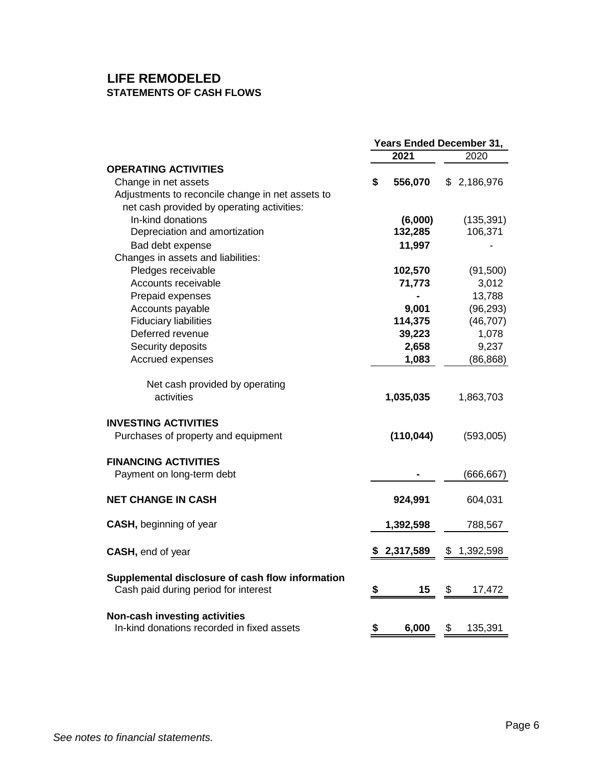# LIFE REMODELED
## STATEMENTS OF CASH FLOWS

| | Years Ended December 31, | |
|---|---|---|
| | **2021** | 2020 |
| **OPERATING ACTIVITIES** | | |
| Change in net assets | **$ 556,070** | $ 2,186,976 |
| Adjustments to reconcile change in net assets to net cash provided by operating activities: | | |
| In-kind donations | **(6,000)** | (135,391) |
| Depreciation and amortization | **132,285** | 106,371 |
| Bad debt expense | **11,997** | - |
| Changes in assets and liabilities: | | |
| Pledges receivable | **102,570** | (91,500) |
| Accounts receivable | **71,773** | 3,012 |
| Prepaid expenses | **-** | 13,788 |
| Accounts payable | **9,001** | (96,293) |
| Fiduciary liabilities | **114,375** | (46,707) |
| Deferred revenue | **39,223** | 1,078 |
| Security deposits | **2,658** | 9,237 |
| Accrued expenses | **1,083** | (86,868) |
| Net cash provided by operating activities | **1,035,035** | 1,863,703 |
| **INVESTING ACTIVITIES** | | |
| Purchases of property and equipment | **(110,044)** | (593,005) |
| **FINANCING ACTIVITIES** | | |
| Payment on long-term debt | **-** | (666,667) |
| **NET CHANGE IN CASH** | **924,991** | 604,031 |
| **CASH,** beginning of year | **1,392,598** | 788,567 |
| **CASH,** end of year | **$ 2,317,589** | $ 1,392,598 |
| **Supplemental disclosure of cash flow information** | | |
| Cash paid during period for interest | **$ 15** | $ 17,472 |
| **Non-cash investing activities** | | |
| In-kind donations recorded in fixed assets | **$ 6,000** | $ 135,391 |

*See notes to financial statements.*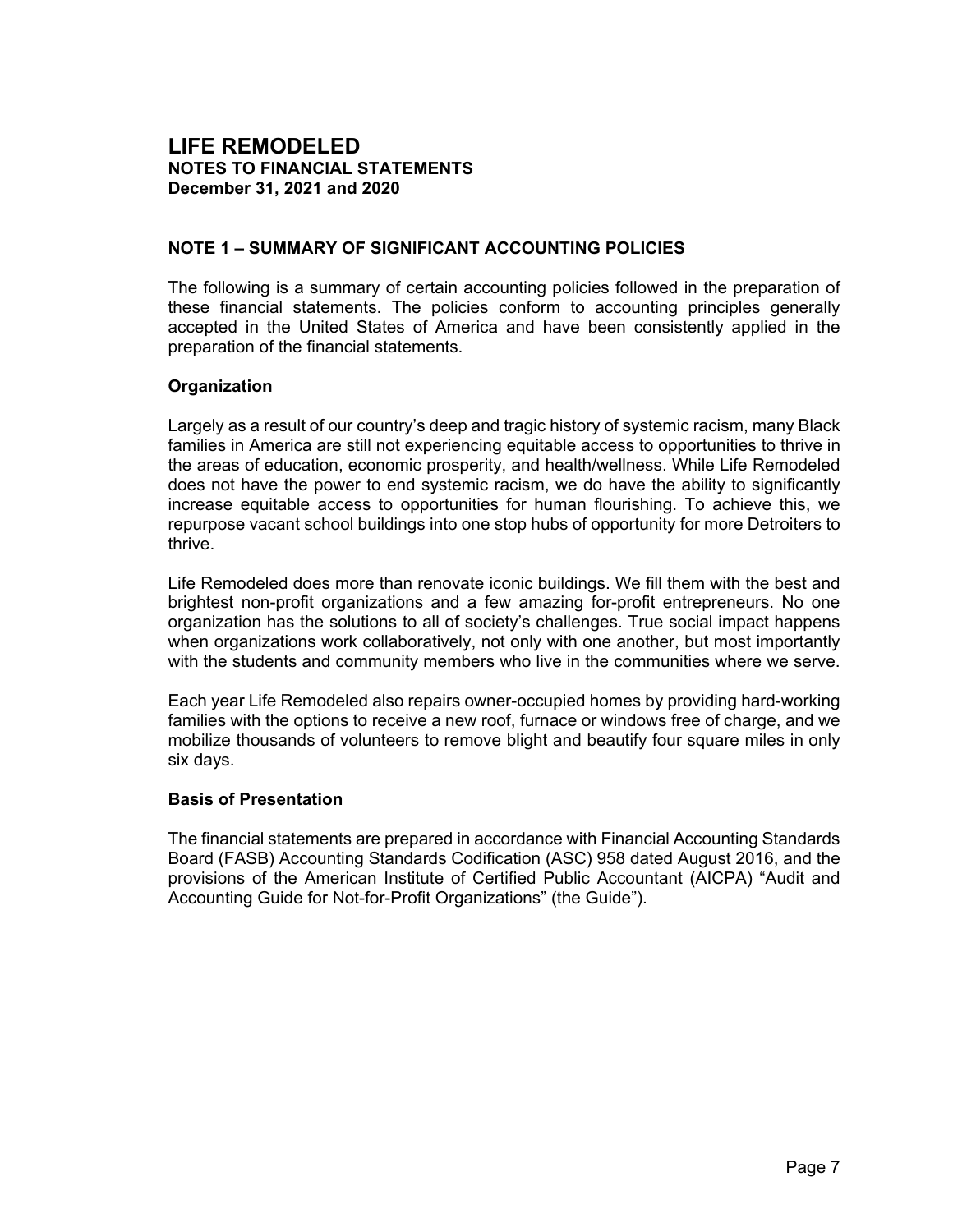# LIFE REMODELED
**NOTES TO FINANCIAL STATEMENTS**
**December 31, 2021 and 2020**

## NOTE 1 – SUMMARY OF SIGNIFICANT ACCOUNTING POLICIES

The following is a summary of certain accounting policies followed in the preparation of these financial statements. The policies conform to accounting principles generally accepted in the United States of America and have been consistently applied in the preparation of the financial statements.

### Organization

Largely as a result of our country's deep and tragic history of systemic racism, many Black families in America are still not experiencing equitable access to opportunities to thrive in the areas of education, economic prosperity, and health/wellness. While Life Remodeled does not have the power to end systemic racism, we do have the ability to significantly increase equitable access to opportunities for human flourishing. To achieve this, we repurpose vacant school buildings into one stop hubs of opportunity for more Detroiters to thrive.

Life Remodeled does more than renovate iconic buildings. We fill them with the best and brightest non-profit organizations and a few amazing for-profit entrepreneurs. No one organization has the solutions to all of society's challenges. True social impact happens when organizations work collaboratively, not only with one another, but most importantly with the students and community members who live in the communities where we serve.

Each year Life Remodeled also repairs owner-occupied homes by providing hard-working families with the options to receive a new roof, furnace or windows free of charge, and we mobilize thousands of volunteers to remove blight and beautify four square miles in only six days.

### Basis of Presentation

The financial statements are prepared in accordance with Financial Accounting Standards Board (FASB) Accounting Standards Codification (ASC) 958 dated August 2016, and the provisions of the American Institute of Certified Public Accountant (AICPA) "Audit and Accounting Guide for Not-for-Profit Organizations" (the Guide").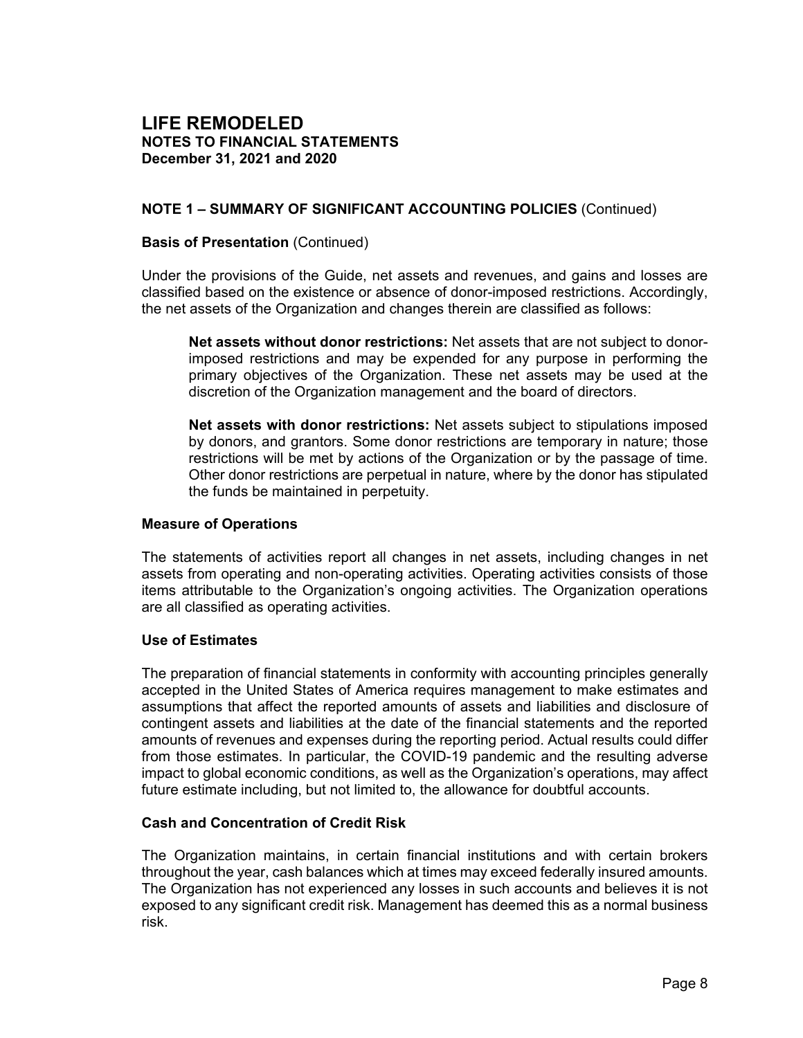# LIFE REMODELED
**NOTES TO FINANCIAL STATEMENTS**
**December 31, 2021 and 2020**

## NOTE 1 – SUMMARY OF SIGNIFICANT ACCOUNTING POLICIES (Continued)

### Basis of Presentation (Continued)

Under the provisions of the Guide, net assets and revenues, and gains and losses are classified based on the existence or absence of donor-imposed restrictions. Accordingly, the net assets of the Organization and changes therein are classified as follows:

> **Net assets without donor restrictions:** Net assets that are not subject to donor-imposed restrictions and may be expended for any purpose in performing the primary objectives of the Organization. These net assets may be used at the discretion of the Organization management and the board of directors.
>
> **Net assets with donor restrictions:** Net assets subject to stipulations imposed by donors, and grantors. Some donor restrictions are temporary in nature; those restrictions will be met by actions of the Organization or by the passage of time. Other donor restrictions are perpetual in nature, where by the donor has stipulated the funds be maintained in perpetuity.

### Measure of Operations

The statements of activities report all changes in net assets, including changes in net assets from operating and non-operating activities. Operating activities consists of those items attributable to the Organization's ongoing activities. The Organization operations are all classified as operating activities.

### Use of Estimates

The preparation of financial statements in conformity with accounting principles generally accepted in the United States of America requires management to make estimates and assumptions that affect the reported amounts of assets and liabilities and disclosure of contingent assets and liabilities at the date of the financial statements and the reported amounts of revenues and expenses during the reporting period. Actual results could differ from those estimates. In particular, the COVID-19 pandemic and the resulting adverse impact to global economic conditions, as well as the Organization's operations, may affect future estimate including, but not limited to, the allowance for doubtful accounts.

### Cash and Concentration of Credit Risk

The Organization maintains, in certain financial institutions and with certain brokers throughout the year, cash balances which at times may exceed federally insured amounts. The Organization has not experienced any losses in such accounts and believes it is not exposed to any significant credit risk. Management has deemed this as a normal business risk.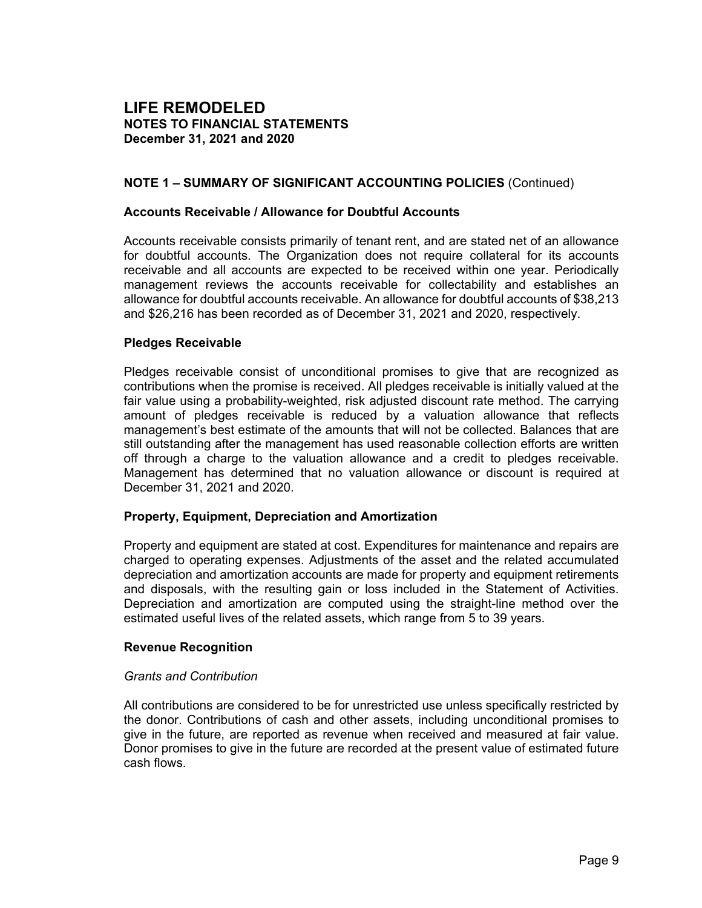# LIFE REMODELED
**NOTES TO FINANCIAL STATEMENTS**
**December 31, 2021 and 2020**

## NOTE 1 – SUMMARY OF SIGNIFICANT ACCOUNTING POLICIES (Continued)

### Accounts Receivable / Allowance for Doubtful Accounts

Accounts receivable consists primarily of tenant rent, and are stated net of an allowance for doubtful accounts. The Organization does not require collateral for its accounts receivable and all accounts are expected to be received within one year. Periodically management reviews the accounts receivable for collectability and establishes an allowance for doubtful accounts receivable. An allowance for doubtful accounts of $38,213 and $26,216 has been recorded as of December 31, 2021 and 2020, respectively.

### Pledges Receivable

Pledges receivable consist of unconditional promises to give that are recognized as contributions when the promise is received. All pledges receivable is initially valued at the fair value using a probability-weighted, risk adjusted discount rate method. The carrying amount of pledges receivable is reduced by a valuation allowance that reflects management's best estimate of the amounts that will not be collected. Balances that are still outstanding after the management has used reasonable collection efforts are written off through a charge to the valuation allowance and a credit to pledges receivable. Management has determined that no valuation allowance or discount is required at December 31, 2021 and 2020.

### Property, Equipment, Depreciation and Amortization

Property and equipment are stated at cost. Expenditures for maintenance and repairs are charged to operating expenses. Adjustments of the asset and the related accumulated depreciation and amortization accounts are made for property and equipment retirements and disposals, with the resulting gain or loss included in the Statement of Activities. Depreciation and amortization are computed using the straight-line method over the estimated useful lives of the related assets, which range from 5 to 39 years.

### Revenue Recognition

*Grants and Contribution*

All contributions are considered to be for unrestricted use unless specifically restricted by the donor. Contributions of cash and other assets, including unconditional promises to give in the future, are reported as revenue when received and measured at fair value. Donor promises to give in the future are recorded at the present value of estimated future cash flows.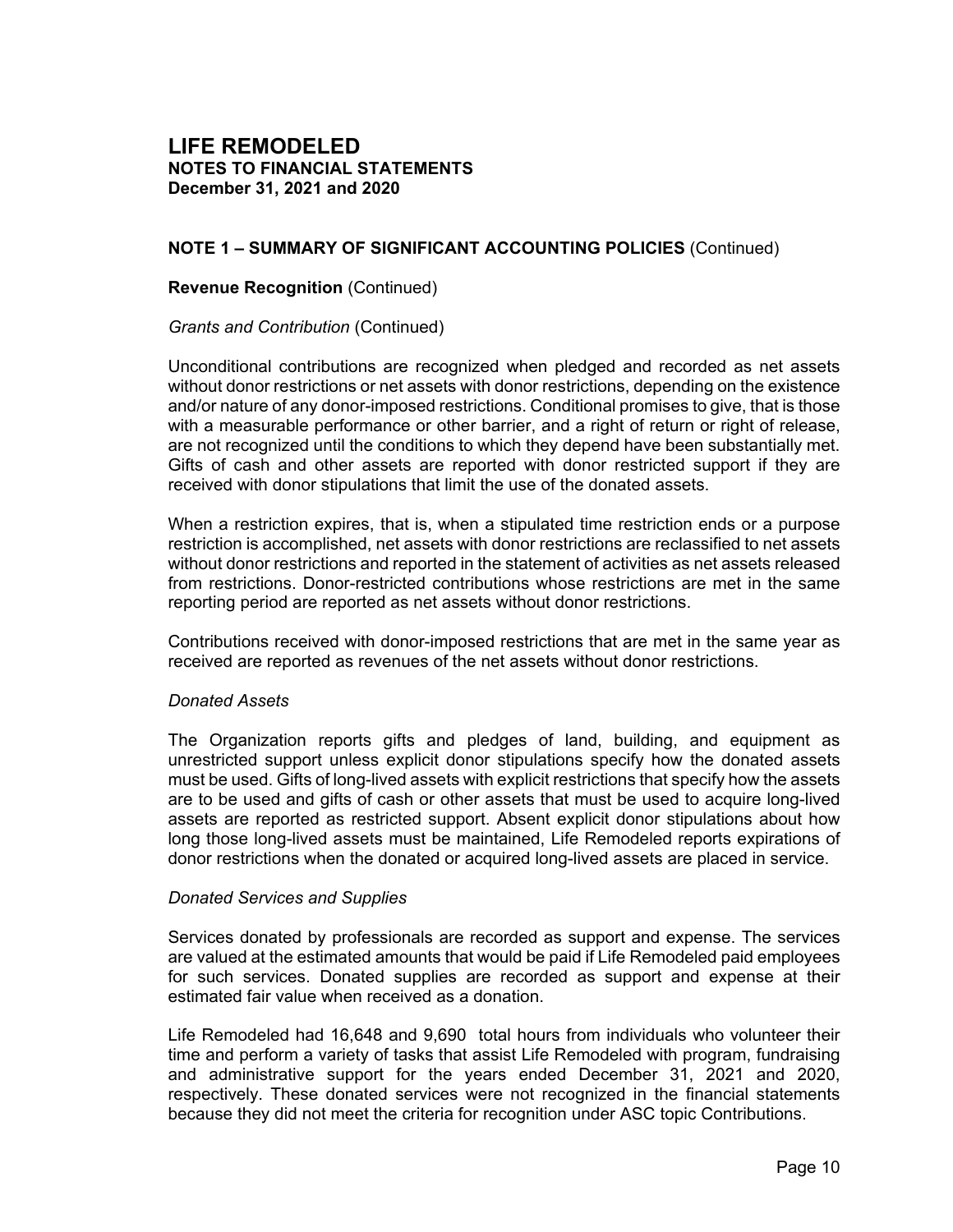# LIFE REMODELED
## NOTES TO FINANCIAL STATEMENTS
## December 31, 2021 and 2020

### NOTE 1 – SUMMARY OF SIGNIFICANT ACCOUNTING POLICIES (Continued)

**Revenue Recognition** (Continued)

*Grants and Contribution* (Continued)

Unconditional contributions are recognized when pledged and recorded as net assets without donor restrictions or net assets with donor restrictions, depending on the existence and/or nature of any donor-imposed restrictions. Conditional promises to give, that is those with a measurable performance or other barrier, and a right of return or right of release, are not recognized until the conditions to which they depend have been substantially met. Gifts of cash and other assets are reported with donor restricted support if they are received with donor stipulations that limit the use of the donated assets.

When a restriction expires, that is, when a stipulated time restriction ends or a purpose restriction is accomplished, net assets with donor restrictions are reclassified to net assets without donor restrictions and reported in the statement of activities as net assets released from restrictions. Donor-restricted contributions whose restrictions are met in the same reporting period are reported as net assets without donor restrictions.

Contributions received with donor-imposed restrictions that are met in the same year as received are reported as revenues of the net assets without donor restrictions.

*Donated Assets*

The Organization reports gifts and pledges of land, building, and equipment as unrestricted support unless explicit donor stipulations specify how the donated assets must be used. Gifts of long-lived assets with explicit restrictions that specify how the assets are to be used and gifts of cash or other assets that must be used to acquire long-lived assets are reported as restricted support. Absent explicit donor stipulations about how long those long-lived assets must be maintained, Life Remodeled reports expirations of donor restrictions when the donated or acquired long-lived assets are placed in service.

*Donated Services and Supplies*

Services donated by professionals are recorded as support and expense. The services are valued at the estimated amounts that would be paid if Life Remodeled paid employees for such services. Donated supplies are recorded as support and expense at their estimated fair value when received as a donation.

Life Remodeled had 16,648 and 9,690 total hours from individuals who volunteer their time and perform a variety of tasks that assist Life Remodeled with program, fundraising and administrative support for the years ended December 31, 2021 and 2020, respectively. These donated services were not recognized in the financial statements because they did not meet the criteria for recognition under ASC topic Contributions.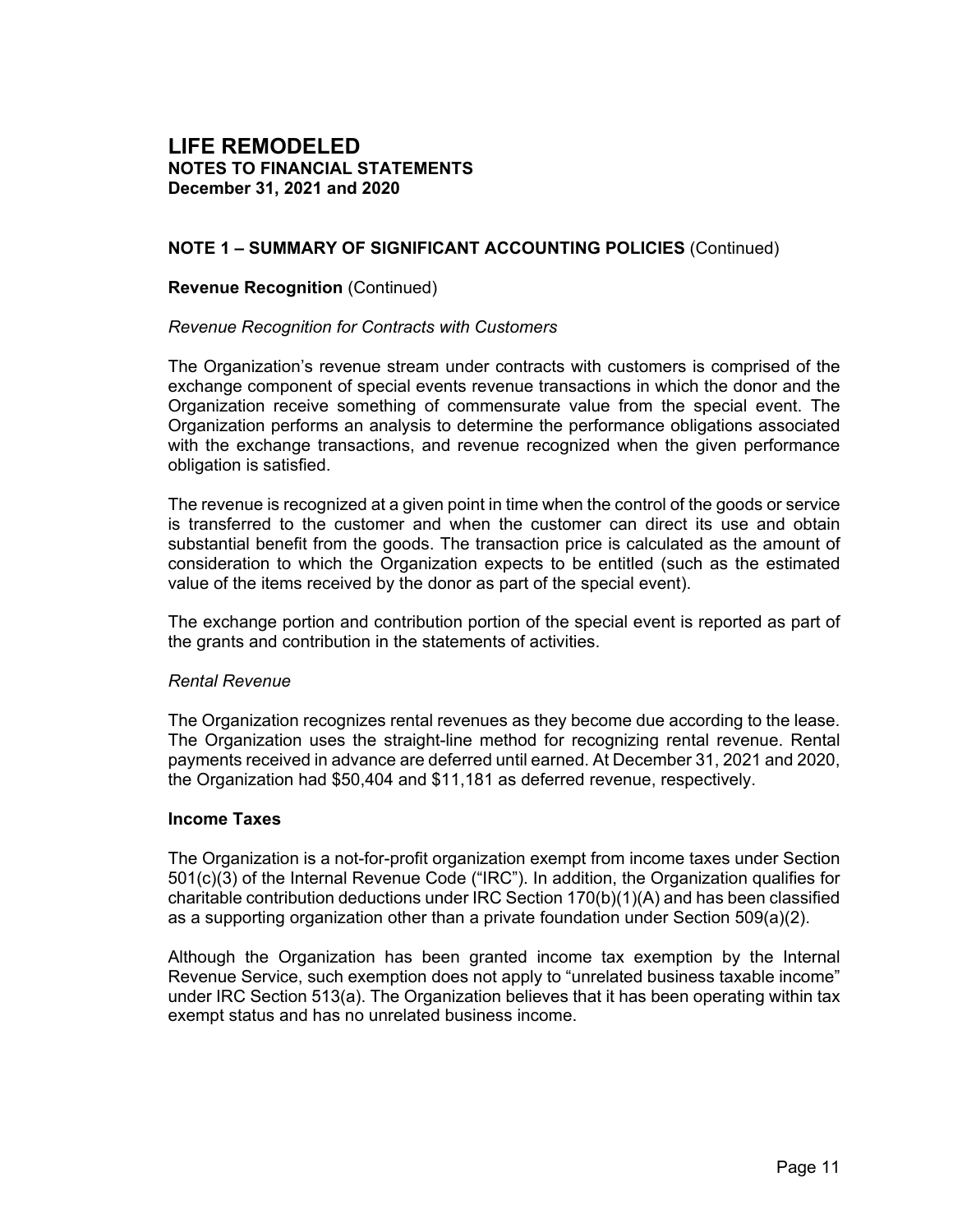# LIFE REMODELED
**NOTES TO FINANCIAL STATEMENTS**
**December 31, 2021 and 2020**

## NOTE 1 – SUMMARY OF SIGNIFICANT ACCOUNTING POLICIES (Continued)

### Revenue Recognition (Continued)

*Revenue Recognition for Contracts with Customers*

The Organization's revenue stream under contracts with customers is comprised of the exchange component of special events revenue transactions in which the donor and the Organization receive something of commensurate value from the special event. The Organization performs an analysis to determine the performance obligations associated with the exchange transactions, and revenue recognized when the given performance obligation is satisfied.

The revenue is recognized at a given point in time when the control of the goods or service is transferred to the customer and when the customer can direct its use and obtain substantial benefit from the goods. The transaction price is calculated as the amount of consideration to which the Organization expects to be entitled (such as the estimated value of the items received by the donor as part of the special event).

The exchange portion and contribution portion of the special event is reported as part of the grants and contribution in the statements of activities.

*Rental Revenue*

The Organization recognizes rental revenues as they become due according to the lease. The Organization uses the straight-line method for recognizing rental revenue. Rental payments received in advance are deferred until earned. At December 31, 2021 and 2020, the Organization had $50,404 and $11,181 as deferred revenue, respectively.

### Income Taxes

The Organization is a not-for-profit organization exempt from income taxes under Section 501(c)(3) of the Internal Revenue Code ("IRC"). In addition, the Organization qualifies for charitable contribution deductions under IRC Section 170(b)(1)(A) and has been classified as a supporting organization other than a private foundation under Section 509(a)(2).

Although the Organization has been granted income tax exemption by the Internal Revenue Service, such exemption does not apply to "unrelated business taxable income" under IRC Section 513(a). The Organization believes that it has been operating within tax exempt status and has no unrelated business income.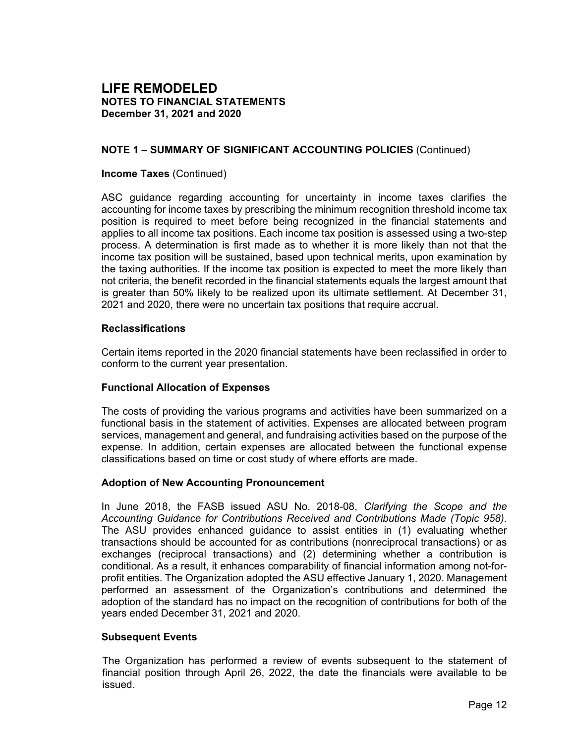# LIFE REMODELED
**NOTES TO FINANCIAL STATEMENTS**
**December 31, 2021 and 2020**

## NOTE 1 – SUMMARY OF SIGNIFICANT ACCOUNTING POLICIES (Continued)

### Income Taxes (Continued)

ASC guidance regarding accounting for uncertainty in income taxes clarifies the accounting for income taxes by prescribing the minimum recognition threshold income tax position is required to meet before being recognized in the financial statements and applies to all income tax positions. Each income tax position is assessed using a two-step process. A determination is first made as to whether it is more likely than not that the income tax position will be sustained, based upon technical merits, upon examination by the taxing authorities. If the income tax position is expected to meet the more likely than not criteria, the benefit recorded in the financial statements equals the largest amount that is greater than 50% likely to be realized upon its ultimate settlement. At December 31, 2021 and 2020, there were no uncertain tax positions that require accrual.

### Reclassifications

Certain items reported in the 2020 financial statements have been reclassified in order to conform to the current year presentation.

### Functional Allocation of Expenses

The costs of providing the various programs and activities have been summarized on a functional basis in the statement of activities. Expenses are allocated between program services, management and general, and fundraising activities based on the purpose of the expense. In addition, certain expenses are allocated between the functional expense classifications based on time or cost study of where efforts are made.

### Adoption of New Accounting Pronouncement

In June 2018, the FASB issued ASU No. 2018-08, *Clarifying the Scope and the Accounting Guidance for Contributions Received and Contributions Made (Topic 958)*. The ASU provides enhanced guidance to assist entities in (1) evaluating whether transactions should be accounted for as contributions (nonreciprocal transactions) or as exchanges (reciprocal transactions) and (2) determining whether a contribution is conditional. As a result, it enhances comparability of financial information among not-for-profit entities. The Organization adopted the ASU effective January 1, 2020. Management performed an assessment of the Organization's contributions and determined the adoption of the standard has no impact on the recognition of contributions for both of the years ended December 31, 2021 and 2020.

### Subsequent Events

The Organization has performed a review of events subsequent to the statement of financial position through April 26, 2022, the date the financials were available to be issued.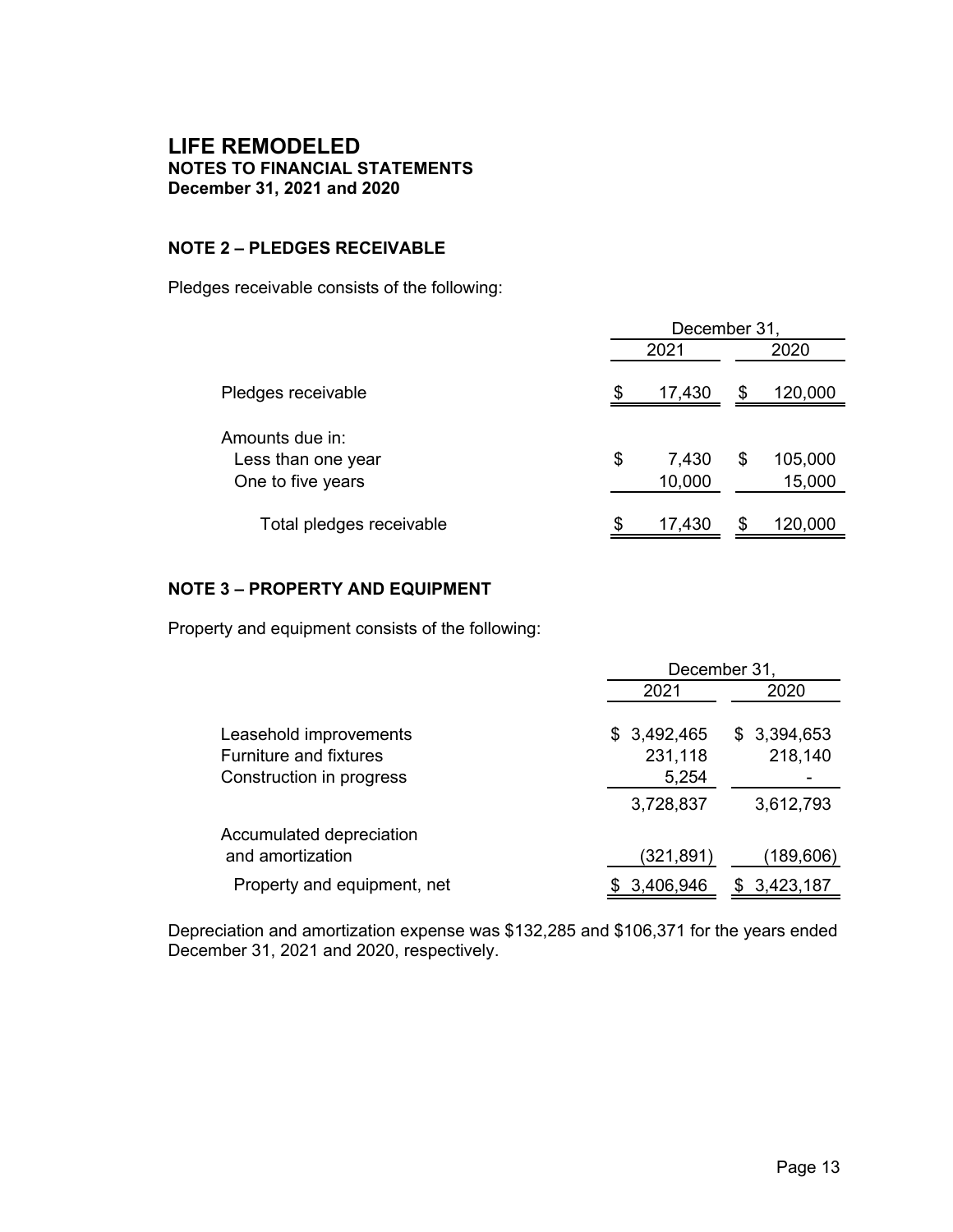# LIFE REMODELED
**NOTES TO FINANCIAL STATEMENTS**
**December 31, 2021 and 2020**

## NOTE 2 – PLEDGES RECEIVABLE

Pledges receivable consists of the following:

| | December 31, | |
|---|---|---|
| | 2021 | 2020 |
| Pledges receivable | $ 17,430 | $ 120,000 |
| Amounts due in: | | |
| Less than one year | $ 7,430 | $ 105,000 |
| One to five years | 10,000 | 15,000 |
| Total pledges receivable | $ 17,430 | $ 120,000 |

## NOTE 3 – PROPERTY AND EQUIPMENT

Property and equipment consists of the following:

| | December 31, | |
|---|---|---|
| | 2021 | 2020 |
| Leasehold improvements | $ 3,492,465 | $ 3,394,653 |
| Furniture and fixtures | 231,118 | 218,140 |
| Construction in progress | 5,254 | - |
| | 3,728,837 | 3,612,793 |
| Accumulated depreciation and amortization | (321,891) | (189,606) |
| Property and equipment, net | $ 3,406,946 | $ 3,423,187 |

Depreciation and amortization expense was $132,285 and $106,371 for the years ended December 31, 2021 and 2020, respectively.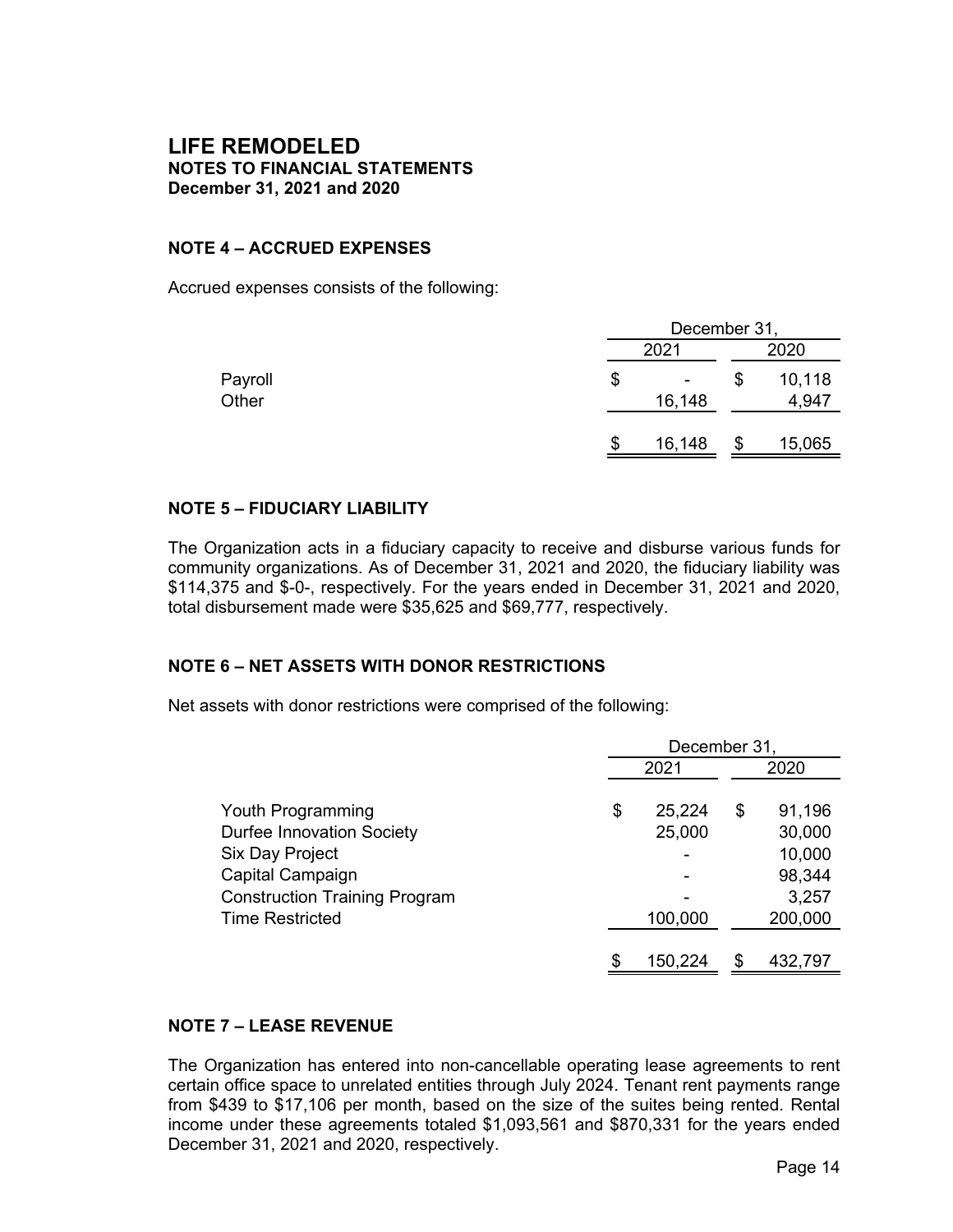# LIFE REMODELED
## NOTES TO FINANCIAL STATEMENTS
### December 31, 2021 and 2020

### NOTE 4 – ACCRUED EXPENSES

Accrued expenses consists of the following:

| | December 31, | |
|---|---|---|
| | 2021 | 2020 |
| Payroll | $ - | $ 10,118 |
| Other | 16,148 | 4,947 |
| | $ 16,148 | $ 15,065 |

### NOTE 5 – FIDUCIARY LIABILITY

The Organization acts in a fiduciary capacity to receive and disburse various funds for community organizations. As of December 31, 2021 and 2020, the fiduciary liability was $114,375 and $-0-, respectively. For the years ended in December 31, 2021 and 2020, total disbursement made were $35,625 and $69,777, respectively.

### NOTE 6 – NET ASSETS WITH DONOR RESTRICTIONS

Net assets with donor restrictions were comprised of the following:

| | December 31, | |
|---|---|---|
| | 2021 | 2020 |
| Youth Programming | $ 25,224 | $ 91,196 |
| Durfee Innovation Society | 25,000 | 30,000 |
| Six Day Project | - | 10,000 |
| Capital Campaign | - | 98,344 |
| Construction Training Program | - | 3,257 |
| Time Restricted | 100,000 | 200,000 |
| | $ 150,224 | $ 432,797 |

### NOTE 7 – LEASE REVENUE

The Organization has entered into non-cancellable operating lease agreements to rent certain office space to unrelated entities through July 2024. Tenant rent payments range from $439 to $17,106 per month, based on the size of the suites being rented. Rental income under these agreements totaled $1,093,561 and $870,331 for the years ended December 31, 2021 and 2020, respectively.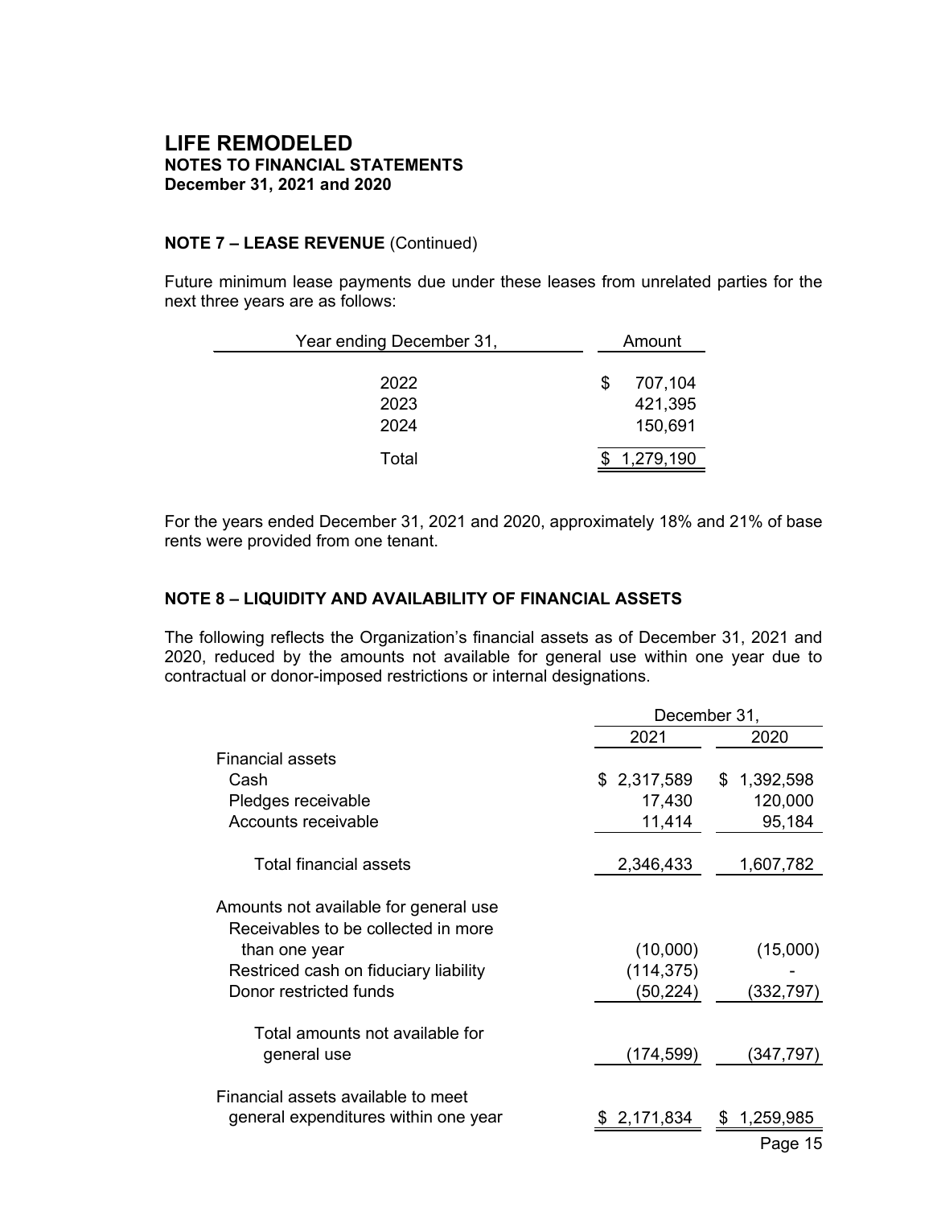# LIFE REMODELED
**NOTES TO FINANCIAL STATEMENTS**
**December 31, 2021 and 2020**

**NOTE 7 – LEASE REVENUE** (Continued)

Future minimum lease payments due under these leases from unrelated parties for the next three years are as follows:

| Year ending December 31, | Amount |
|---|---|
| 2022 | $ 707,104 |
| 2023 | 421,395 |
| 2024 | 150,691 |
| Total | $ 1,279,190 |

For the years ended December 31, 2021 and 2020, approximately 18% and 21% of base rents were provided from one tenant.

## NOTE 8 – LIQUIDITY AND AVAILABILITY OF FINANCIAL ASSETS

The following reflects the Organization's financial assets as of December 31, 2021 and 2020, reduced by the amounts not available for general use within one year due to contractual or donor-imposed restrictions or internal designations.

| | December 31, | |
|---|---|---|
| | 2021 | 2020 |
| Financial assets | | |
| Cash | $ 2,317,589 | $ 1,392,598 |
| Pledges receivable | 17,430 | 120,000 |
| Accounts receivable | 11,414 | 95,184 |
| Total financial assets | 2,346,433 | 1,607,782 |
| Amounts not available for general use | | |
| Receivables to be collected in more than one year | (10,000) | (15,000) |
| Restriced cash on fiduciary liability | (114,375) | - |
| Donor restricted funds | (50,224) | (332,797) |
| Total amounts not available for general use | (174,599) | (347,797) |
| Financial assets available to meet general expenditures within one year | $ 2,171,834 | $ 1,259,985 |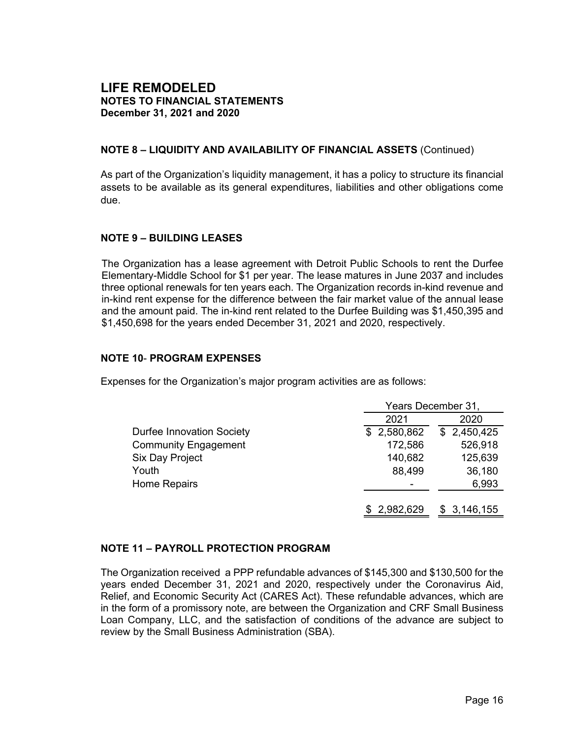# LIFE REMODELED
**NOTES TO FINANCIAL STATEMENTS**
**December 31, 2021 and 2020**

## NOTE 8 – LIQUIDITY AND AVAILABILITY OF FINANCIAL ASSETS (Continued)

As part of the Organization's liquidity management, it has a policy to structure its financial assets to be available as its general expenditures, liabilities and other obligations come due.

## NOTE 9 – BUILDING LEASES

The Organization has a lease agreement with Detroit Public Schools to rent the Durfee Elementary-Middle School for $1 per year. The lease matures in June 2037 and includes three optional renewals for ten years each. The Organization records in-kind revenue and in-kind rent expense for the difference between the fair market value of the annual lease and the amount paid. The in-kind rent related to the Durfee Building was $1,450,395 and $1,450,698 for the years ended December 31, 2021 and 2020, respectively.

## NOTE 10- PROGRAM EXPENSES

Expenses for the Organization's major program activities are as follows:

| | Years December 31, | |
|---|---|---|
| | 2021 | 2020 |
| Durfee Innovation Society | $ 2,580,862 | $ 2,450,425 |
| Community Engagement | 172,586 | 526,918 |
| Six Day Project | 140,682 | 125,639 |
| Youth | 88,499 | 36,180 |
| Home Repairs | - | 6,993 |
| | $ 2,982,629 | $ 3,146,155 |

## NOTE 11 – PAYROLL PROTECTION PROGRAM

The Organization received a PPP refundable advances of $145,300 and $130,500 for the years ended December 31, 2021 and 2020, respectively under the Coronavirus Aid, Relief, and Economic Security Act (CARES Act). These refundable advances, which are in the form of a promissory note, are between the Organization and CRF Small Business Loan Company, LLC, and the satisfaction of conditions of the advance are subject to review by the Small Business Administration (SBA).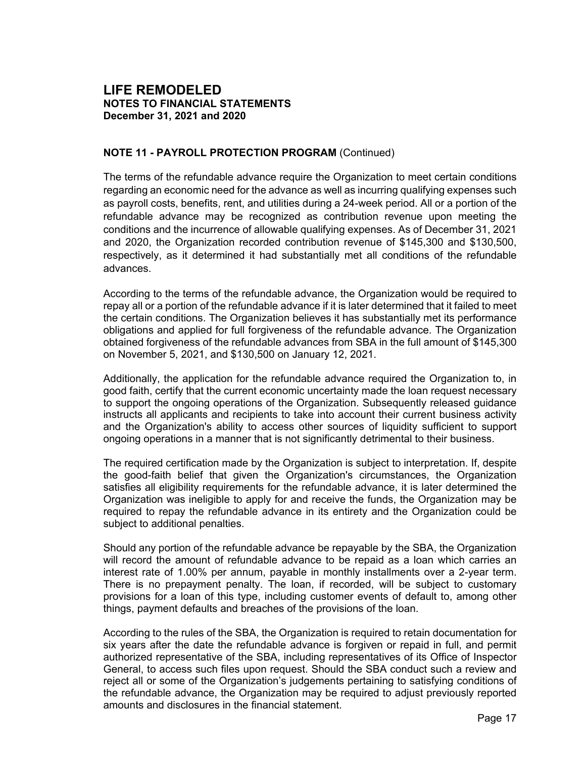# LIFE REMODELED
**NOTES TO FINANCIAL STATEMENTS**
**December 31, 2021 and 2020**

**NOTE 11 - PAYROLL PROTECTION PROGRAM** (Continued)

The terms of the refundable advance require the Organization to meet certain conditions regarding an economic need for the advance as well as incurring qualifying expenses such as payroll costs, benefits, rent, and utilities during a 24-week period. All or a portion of the refundable advance may be recognized as contribution revenue upon meeting the conditions and the incurrence of allowable qualifying expenses. As of December 31, 2021 and 2020, the Organization recorded contribution revenue of $145,300 and $130,500, respectively, as it determined it had substantially met all conditions of the refundable advances.

According to the terms of the refundable advance, the Organization would be required to repay all or a portion of the refundable advance if it is later determined that it failed to meet the certain conditions. The Organization believes it has substantially met its performance obligations and applied for full forgiveness of the refundable advance. The Organization obtained forgiveness of the refundable advances from SBA in the full amount of $145,300 on November 5, 2021, and $130,500 on January 12, 2021.

Additionally, the application for the refundable advance required the Organization to, in good faith, certify that the current economic uncertainty made the loan request necessary to support the ongoing operations of the Organization. Subsequently released guidance instructs all applicants and recipients to take into account their current business activity and the Organization's ability to access other sources of liquidity sufficient to support ongoing operations in a manner that is not significantly detrimental to their business.

The required certification made by the Organization is subject to interpretation. If, despite the good-faith belief that given the Organization's circumstances, the Organization satisfies all eligibility requirements for the refundable advance, it is later determined the Organization was ineligible to apply for and receive the funds, the Organization may be required to repay the refundable advance in its entirety and the Organization could be subject to additional penalties.

Should any portion of the refundable advance be repayable by the SBA, the Organization will record the amount of refundable advance to be repaid as a loan which carries an interest rate of 1.00% per annum, payable in monthly installments over a 2-year term. There is no prepayment penalty. The loan, if recorded, will be subject to customary provisions for a loan of this type, including customer events of default to, among other things, payment defaults and breaches of the provisions of the loan.

According to the rules of the SBA, the Organization is required to retain documentation for six years after the date the refundable advance is forgiven or repaid in full, and permit authorized representative of the SBA, including representatives of its Office of Inspector General, to access such files upon request. Should the SBA conduct such a review and reject all or some of the Organization's judgements pertaining to satisfying conditions of the refundable advance, the Organization may be required to adjust previously reported amounts and disclosures in the financial statement.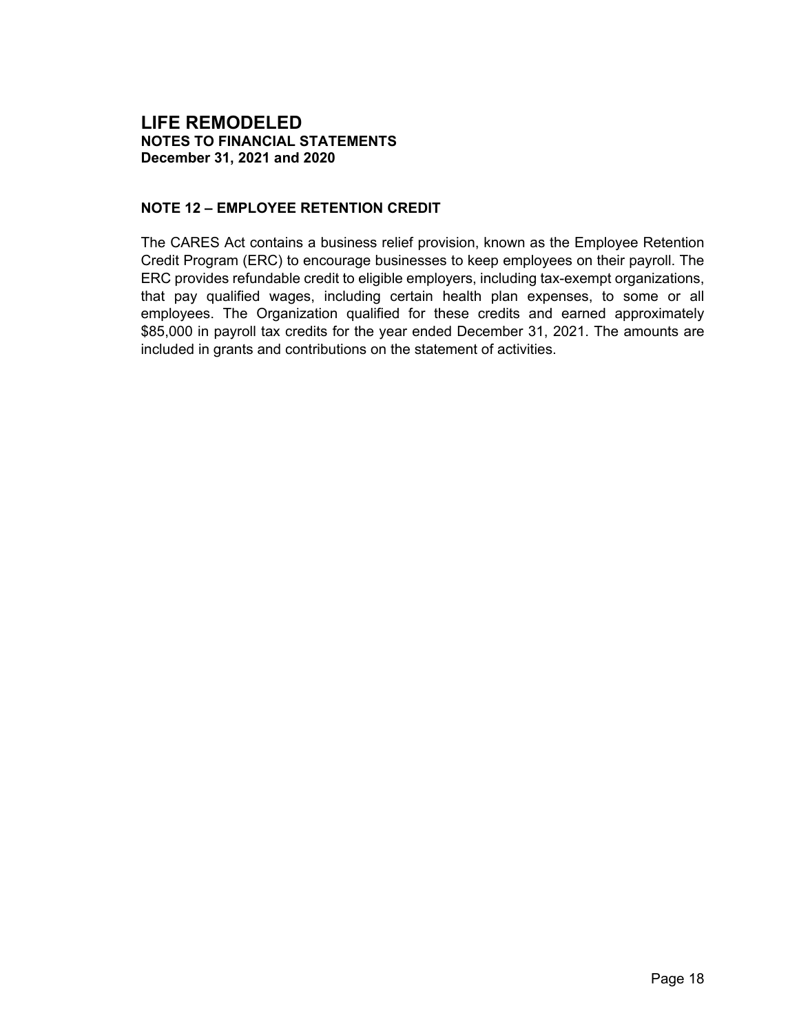# LIFE REMODELED
**NOTES TO FINANCIAL STATEMENTS**
**December 31, 2021 and 2020**

## NOTE 12 – EMPLOYEE RETENTION CREDIT

The CARES Act contains a business relief provision, known as the Employee Retention Credit Program (ERC) to encourage businesses to keep employees on their payroll. The ERC provides refundable credit to eligible employers, including tax-exempt organizations, that pay qualified wages, including certain health plan expenses, to some or all employees. The Organization qualified for these credits and earned approximately $85,000 in payroll tax credits for the year ended December 31, 2021. The amounts are included in grants and contributions on the statement of activities.